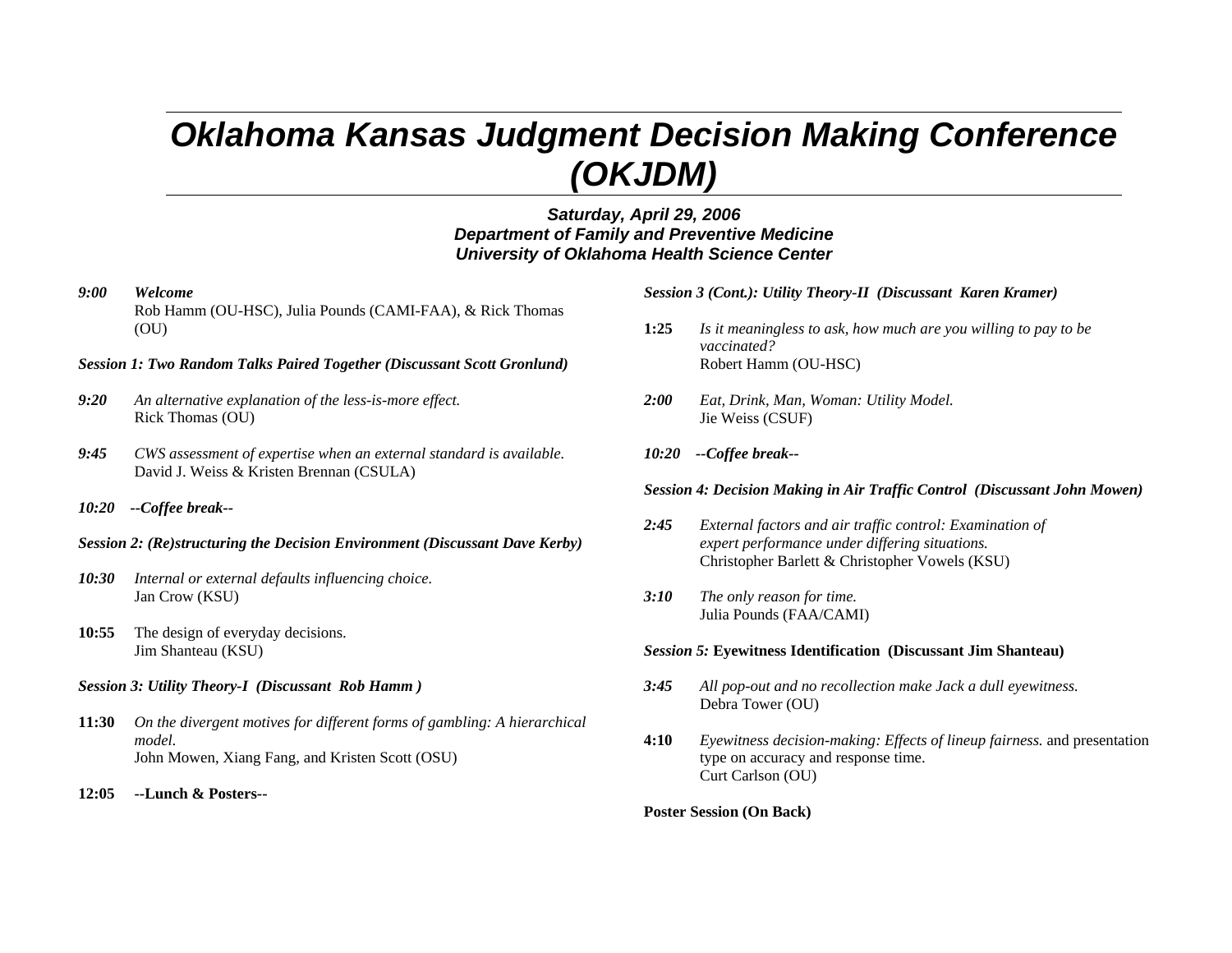# *Oklahoma Kansas Judgment Decision Making Conference (OKJDM)*

***Saturday, April 29, 2006***
***Department of Family and Preventive Medicine***
***University of Oklahoma Health Science Center***

***9:00*** ***Welcome***
Rob Hamm (OU-HSC), Julia Pounds (CAMI-FAA), & Rick Thomas (OU)

***Session 1: Two Random Talks Paired Together (Discussant Scott Gronlund)***

***9:20*** *An alternative explanation of the less-is-more effect.*
Rick Thomas (OU)

***9:45*** *CWS assessment of expertise when an external standard is available.*
David J. Weiss & Kristen Brennan (CSULA)

***10:20*** ***--Coffee break--***

***Session 2: (Re)structuring the Decision Environment (Discussant Dave Kerby)***

***10:30*** *Internal or external defaults influencing choice.*
Jan Crow (KSU)

**10:55** The design of everyday decisions.
Jim Shanteau (KSU)

***Session 3: Utility Theory-I (Discussant Rob Hamm )***

**11:30** *On the divergent motives for different forms of gambling: A hierarchical model.*
John Mowen, Xiang Fang, and Kristen Scott (OSU)

**12:05** **--Lunch & Posters--**

***Session 3 (Cont.): Utility Theory-II (Discussant Karen Kramer)***

**1:25** *Is it meaningless to ask, how much are you willing to pay to be vaccinated?*
Robert Hamm (OU-HSC)

***2:00*** *Eat, Drink, Man, Woman: Utility Model.*
Jie Weiss (CSUF)

***10:20*** ***--Coffee break--***

***Session 4: Decision Making in Air Traffic Control (Discussant John Mowen)***

***2:45*** *External factors and air traffic control: Examination of expert performance under differing situations.*
Christopher Barlett & Christopher Vowels (KSU)

***3:10*** *The only reason for time.*
Julia Pounds (FAA/CAMI)

***Session 5:*** **Eyewitness Identification (Discussant Jim Shanteau)**

***3:45*** *All pop-out and no recollection make Jack a dull eyewitness.*
Debra Tower (OU)

**4:10** *Eyewitness decision-making: Effects of lineup fairness.* and presentation type on accuracy and response time.
Curt Carlson (OU)

**Poster Session (On Back)**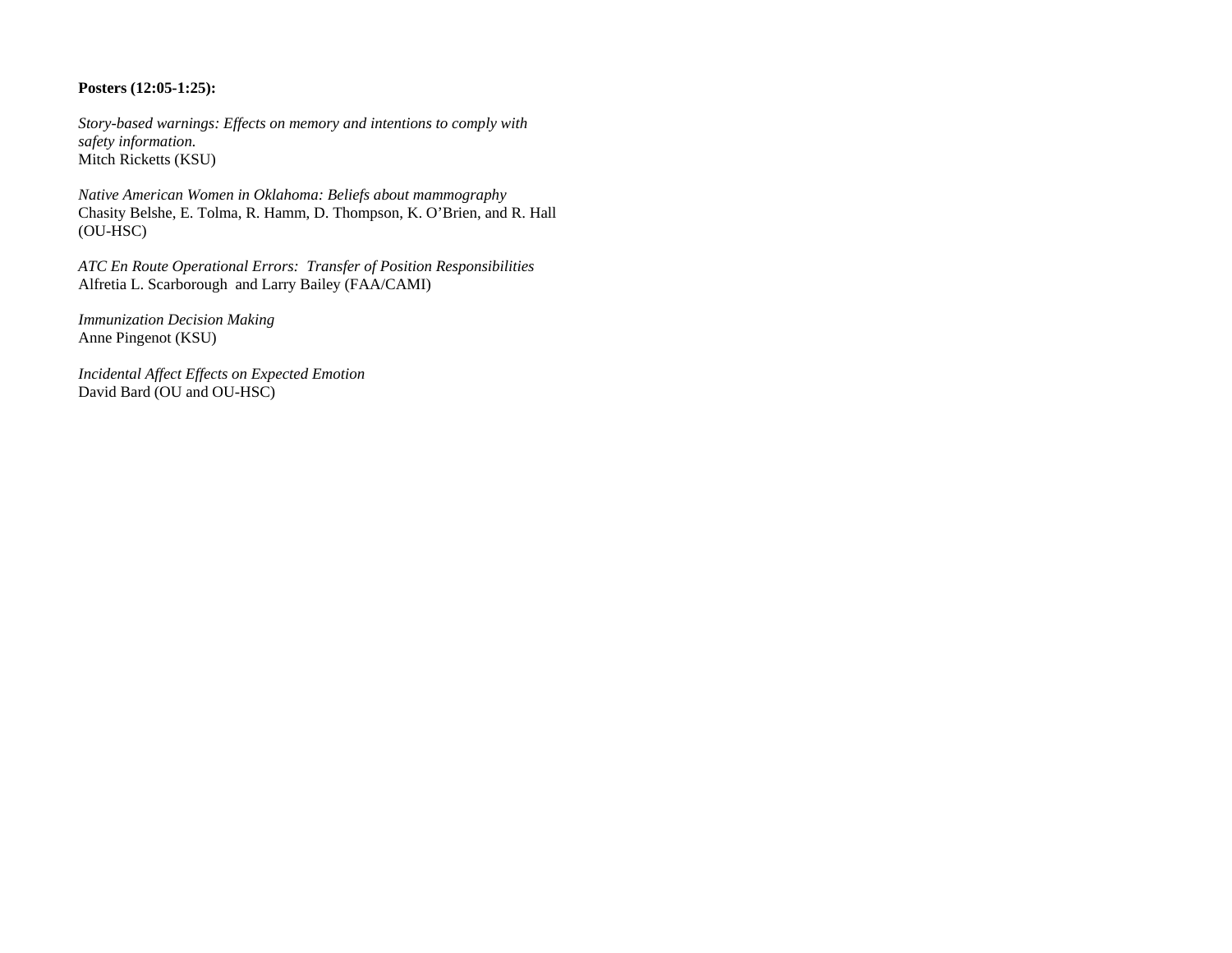**Posters (12:05-1:25):**

*Story-based warnings: Effects on memory and intentions to comply with safety information.*
Mitch Ricketts (KSU)

*Native American Women in Oklahoma: Beliefs about mammography*
Chasity Belshe, E. Tolma, R. Hamm, D. Thompson, K. O'Brien, and R. Hall (OU-HSC)

*ATC En Route Operational Errors: Transfer of Position Responsibilities*
Alfretia L. Scarborough and Larry Bailey (FAA/CAMI)

*Immunization Decision Making*
Anne Pingenot (KSU)

*Incidental Affect Effects on Expected Emotion*
David Bard (OU and OU-HSC)